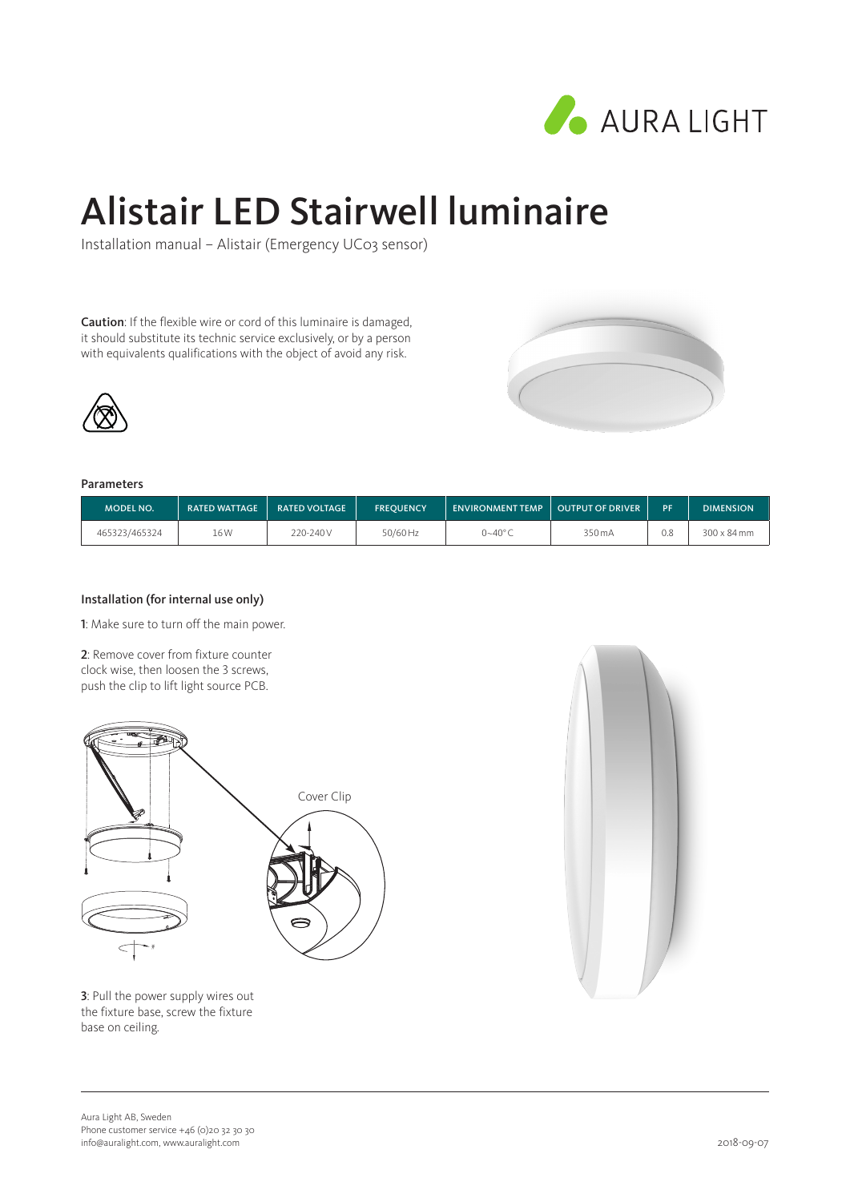# Alistair LED Stairwell luminaire

Installation manual – Alistair (Emergency UC03 sensor)

**Caution**: If the flexible wire or cord of this luminaire is damaged, it should substitute its technic service exclusively, or by a person with equivalents qualifications with the object of avoid any risk.

### Parameters

| MODEL NO. | RATED WATTAGE | RATED VOLTAGE | FREQUENCY | ENVIRONMENT TEMP | OUTPUT OF DRIVER | PF | DIMENSION |
|---|---|---|---|---|---|---|---|
| 465323/465324 | 16 W | 220-240 V | 50/60 Hz | 0~40° C | 350 mA | 0.8 | 300 x 84 mm |

### Installation (for internal use only)

**1**: Make sure to turn off the main power.

**2**: Remove cover from fixture counter clock wise, then loosen the 3 screws, push the clip to lift light source PCB.

Cover Clip

**3**: Pull the power supply wires out the fixture base, screw the fixture base on ceiling.

Aura Light AB, Sweden
Phone customer service +46 (0)20 32 30 30
info@auralight.com, www.auralight.com

2018-09-07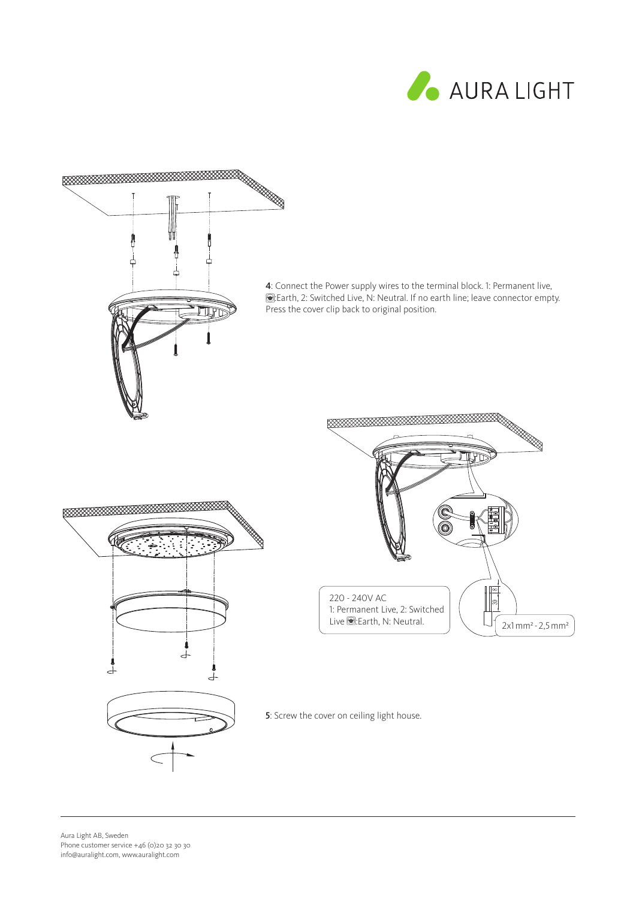4: Connect the Power supply wires to the terminal block. 1: Permanent live, ⏚:Earth, 2: Switched Live, N: Neutral. If no earth line; leave connector empty. Press the cover clip back to original position.

220 - 240V AC
1: Permanent Live, 2: Switched Live ⏚:Earth, N: Neutral.

2x1 mm² - 2,5 mm²

5: Screw the cover on ceiling light house.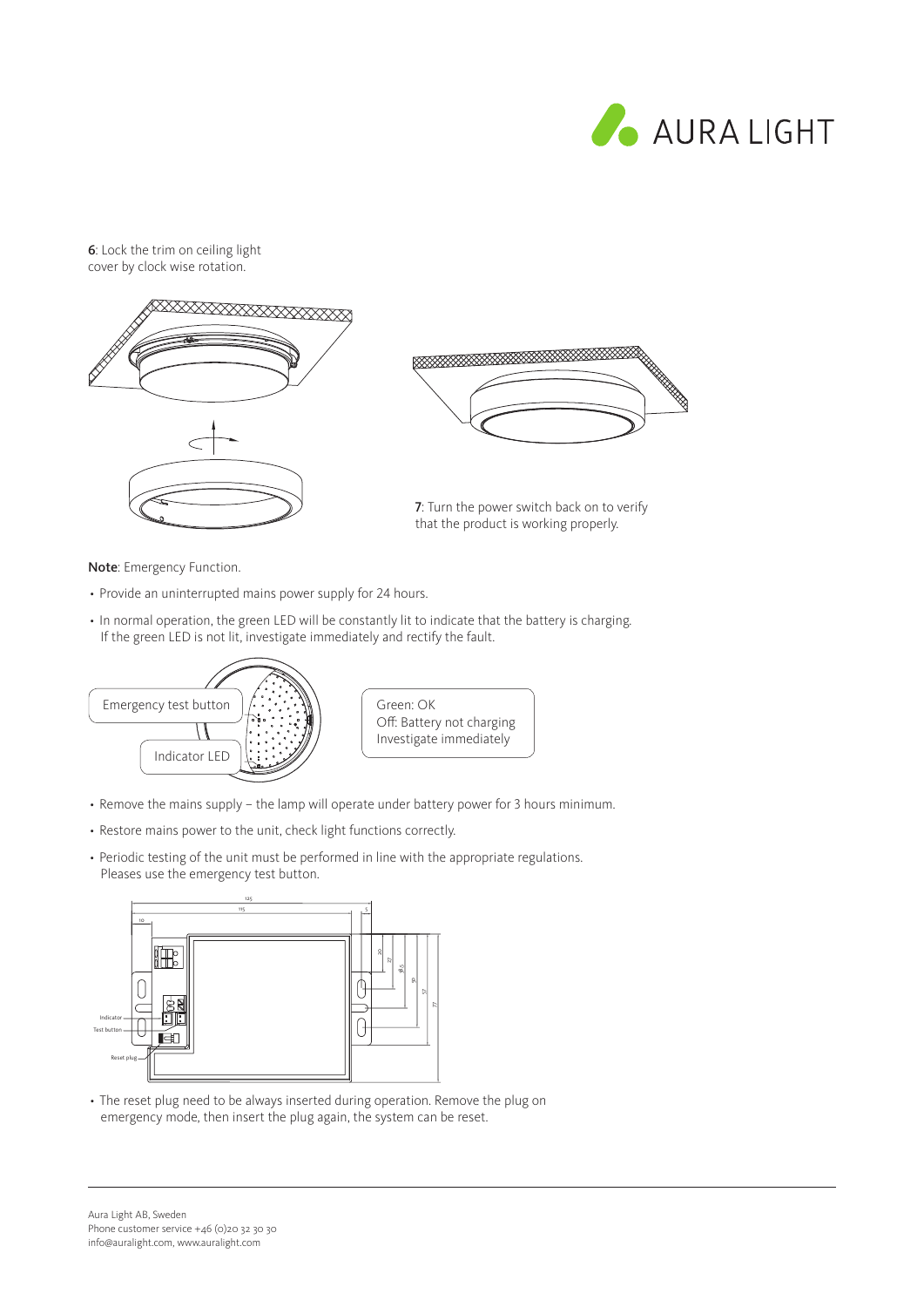**6**: Lock the trim on ceiling light cover by clock wise rotation.

**7**: Turn the power switch back on to verify that the product is working properly.

**Note**: Emergency Function.

- Provide an uninterrupted mains power supply for 24 hours.
- In normal operation, the green LED will be constantly lit to indicate that the battery is charging. If the green LED is not lit, investigate immediately and rectify the fault.

Emergency test button

Indicator LED

Green: OK
Off: Battery not charging
Investigate immediately

- Remove the mains supply – the lamp will operate under battery power for 3 hours minimum.
- Restore mains power to the unit, check light functions correctly.
- Periodic testing of the unit must be performed in line with the appropriate regulations. Pleases use the emergency test button.

125
115
10
5
20
27
Ø 6.5
50
57
77
Indicator
Test button
Reset plug

- The reset plug need to be always inserted during operation. Remove the plug on emergency mode, then insert the plug again, the system can be reset.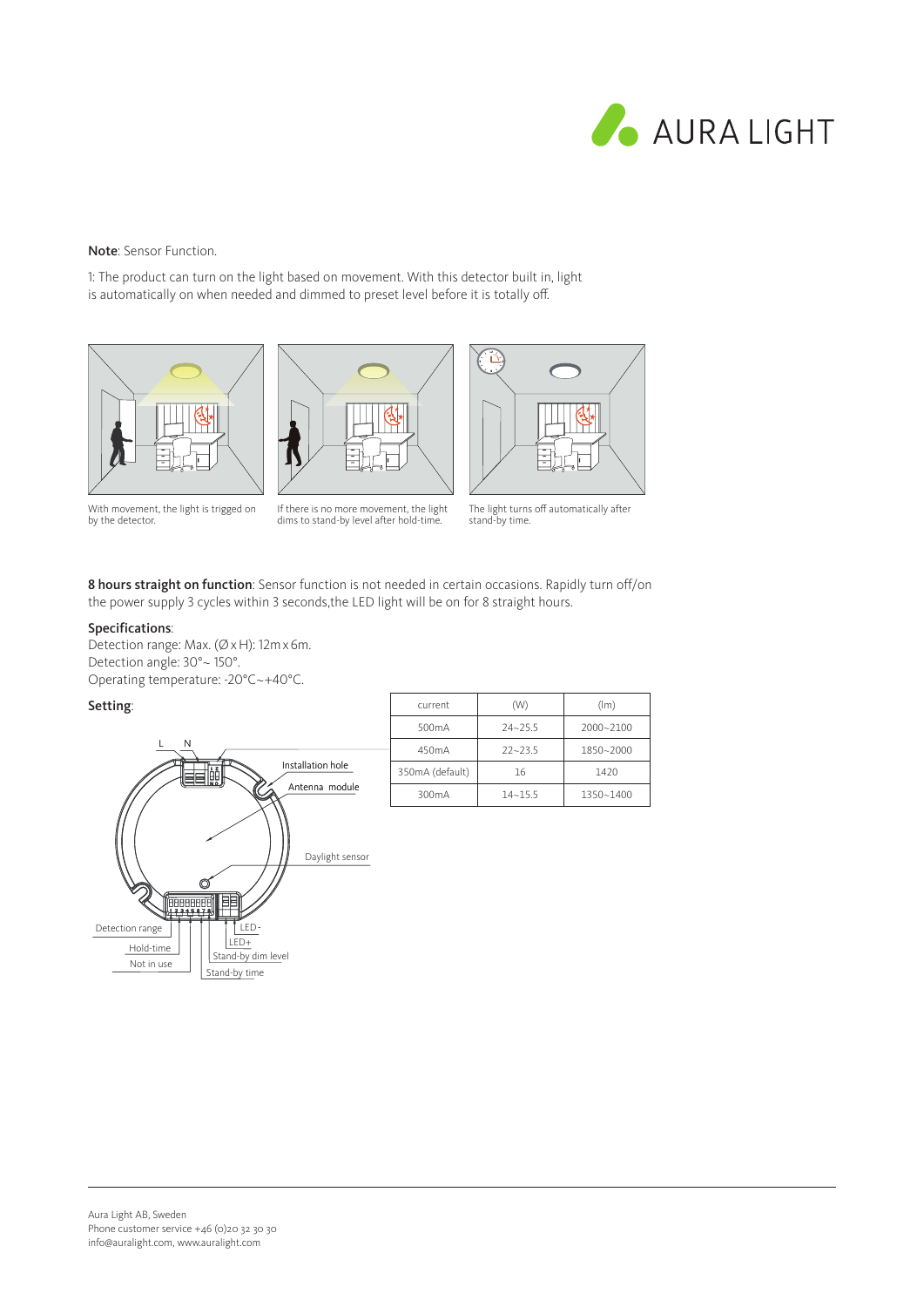**Note**: Sensor Function.

1: The product can turn on the light based on movement. With this detector built in, light is automatically on when needed and dimmed to preset level before it is totally off.

With movement, the light is trigged on by the detector.

If there is no more movement, the light dims to stand-by level after hold-time.

The light turns off automatically after stand-by time.

**8 hours straight on function**: Sensor function is not needed in certain occasions. Rapidly turn off/on the power supply 3 cycles within 3 seconds,the LED light will be on for 8 straight hours.

**Specifications**:
Detection range: Max. (Ø x H): 12m x 6m.
Detection angle: 30°~ 150°.
Operating temperature: -20°C~+40°C.

**Setting**:

L
N
Installation hole
Antenna module
Daylight sensor
Detection range
Hold-time
Not in use
LED-
LED+
Stand-by dim level
Stand-by time

| current | (W) | (lm) |
|---|---|---|
| 500mA | 24~25.5 | 2000~2100 |
| 450mA | 22~23.5 | 1850~2000 |
| 350mA (default) | 16 | 1420 |
| 300mA | 14~15.5 | 1350~1400 |

Aura Light AB, Sweden
Phone customer service +46 (0)20 32 30 30
info@auralight.com, www.auralight.com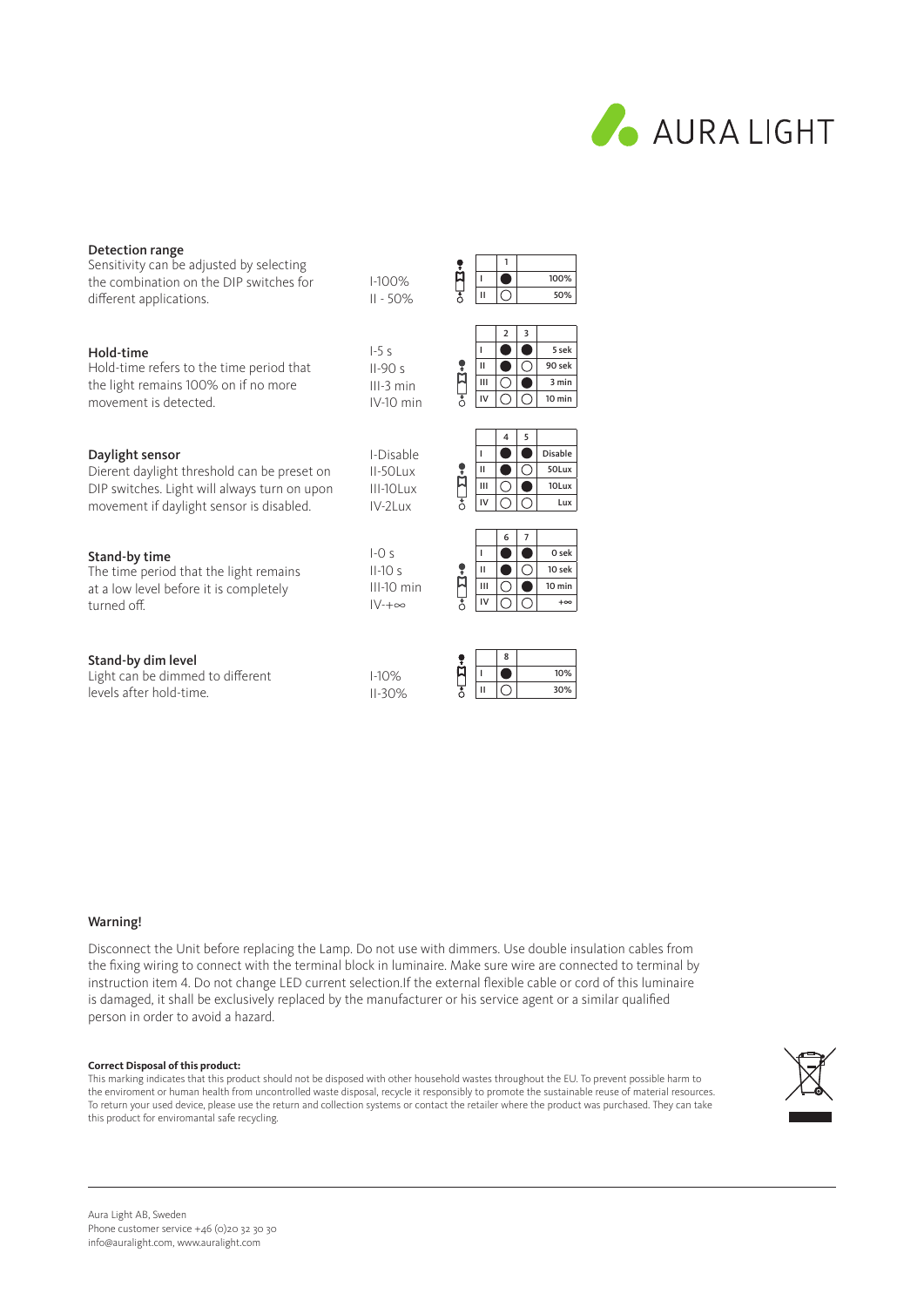AURA LIGHT

**Detection range**
Sensitivity can be adjusted by selecting the combination on the DIP switches for different applications.

I-100%
II - 50%

| | 1 | |
|---|---|---|
| I | ● | 100% |
| II | ○ | 50% |

**Hold-time**
Hold-time refers to the time period that the light remains 100% on if no more movement is detected.

I-5 s
II-90 s
III-3 min
IV-10 min

| | 2 | 3 | |
|---|---|---|---|
| I | ● | ● | 5 sek |
| II | ● | ○ | 90 sek |
| III | ○ | ● | 3 min |
| IV | ○ | ○ | 10 min |

**Daylight sensor**
Dierent daylight threshold can be preset on DIP switches. Light will always turn on upon movement if daylight sensor is disabled.

I-Disable
II-50Lux
III-10Lux
IV-2Lux

| | 4 | 5 | |
|---|---|---|---|
| I | ● | ● | Disable |
| II | ● | ○ | 50Lux |
| III | ○ | ● | 10Lux |
| IV | ○ | ○ | Lux |

**Stand-by time**
The time period that the light remains at a low level before it is completely turned off.

I-0 s
II-10 s
III-10 min
IV-+∞

| | 6 | 7 | |
|---|---|---|---|
| I | ● | ● | 0 sek |
| II | ● | ○ | 10 sek |
| III | ○ | ● | 10 min |
| IV | ○ | ○ | +∞ |

**Stand-by dim level**
Light can be dimmed to different levels after hold-time.

I-10%
II-30%

| | 8 | |
|---|---|---|
| I | ● | 10% |
| II | ○ | 30% |

**Warning!**

Disconnect the Unit before replacing the Lamp. Do not use with dimmers. Use double insulation cables from the fixing wiring to connect with the terminal block in luminaire. Make sure wire are connected to terminal by instruction item 4. Do not change LED current selection.If the external flexible cable or cord of this luminaire is damaged, it shall be exclusively replaced by the manufacturer or his service agent or a similar qualified person in order to avoid a hazard.

**Correct Disposal of this product:**
This marking indicates that this product should not be disposed with other household wastes throughout the EU. To prevent possible harm to the enviroment or human health from uncontrolled waste disposal, recycle it responsibly to promote the sustainable reuse of material resources. To return your used device, please use the return and collection systems or contact the retailer where the product was purchased. They can take this product for enviromantal safe recycling.

Aura Light AB, Sweden
Phone customer service +46 (0)20 32 30 30
info@auralight.com, www.auralight.com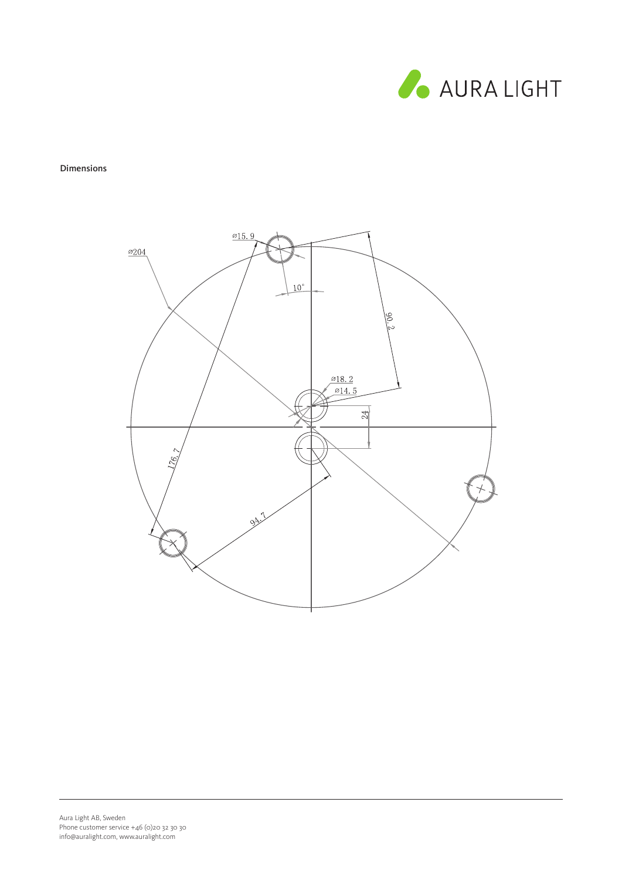Dimensions

⌀15.9
⌀204
10°
90.2
⌀18.2
⌀14.5
24
176.7
94.7

Aura Light AB, Sweden
Phone customer service +46 (0)20 32 30 30
info@auralight.com, www.auralight.com